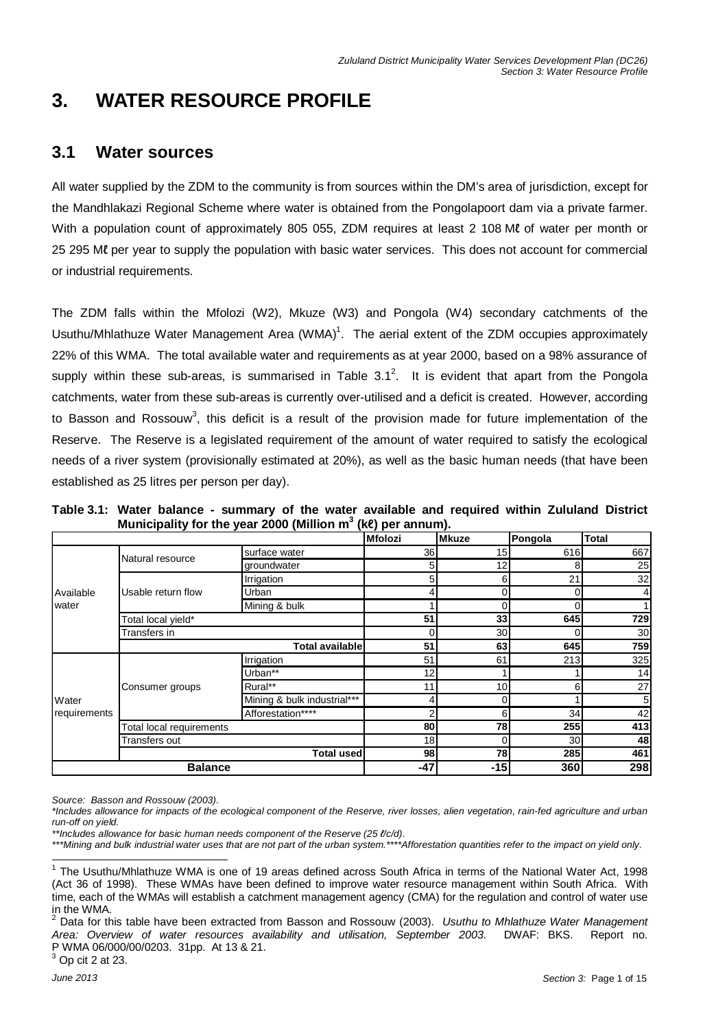#3. WATER RESOURCE PROFILE

## 3.1 Water sources

All water supplied by the ZDM to the community is from sources within the DM's area of jurisdiction, except for the Mandhlakazi Regional Scheme where water is obtained from the Pongolapoort dam via a private farmer. With a population count of approximately 805 055, ZDM requires at least 2 108 Mℓ of water per month or 25 295 Mℓ per year to supply the population with basic water services. This does not account for commercial or industrial requirements.

The ZDM falls within the Mfolozi (W2), Mkuze (W3) and Pongola (W4) secondary catchments of the Usuthu/Mhlathuze Water Management Area (WMA)[1]. The aerial extent of the ZDM occupies approximately 22% of this WMA. The total available water and requirements as at year 2000, based on a 98% assurance of supply within these sub-areas, is summarised in Table 3.1[2]. It is evident that apart from the Pongola catchments, water from these sub-areas is currently over-utilised and a deficit is created. However, according to Basson and Rossouw[3], this deficit is a result of the provision made for future implementation of the Reserve. The Reserve is a legislated requirement of the amount of water required to satisfy the ecological needs of a river system (provisionally estimated at 20%), as well as the basic human needs (that have been established as 25 litres per person per day).

**Table 3.1: Water balance - summary of the water available and required within Zululand District Municipality for the year 2000 (Million $m^3$ (kℓ) per annum).**

| | | | Mfolozi | Mkuze | Pongola | Total |
|---|---|---|---|---|---|---|
| Available water | Natural resource | surface water | 36 | 15 | 616 | 667 |
| | | groundwater | 5 | 12 | 8 | 25 |
| | Usable return flow | Irrigation | 5 | 6 | 21 | 32 |
| | | Urban | 4 | 0 | 0 | 4 |
| | | Mining & bulk | 1 | 0 | 0 | 1 |
| | Total local yield* | | **51** | **33** | **645** | **729** |
| | Transfers in | | 0 | 30 | 0 | 30 |
| | | **Total available** | **51** | **63** | **645** | **759** |
| Water requirements | Consumer groups | Irrigation | 51 | 61 | 213 | 325 |
| | | Urban** | 12 | 1 | 1 | 14 |
| | | Rural** | 11 | 10 | 6 | 27 |
| | | Mining & bulk industrial*** | 4 | 0 | 1 | 5 |
| | | Afforestation**** | 2 | 6 | 34 | 42 |
| | Total local requirements | | **80** | **78** | **255** | **413** |
| | Transfers out | | 18 | 0 | 30 | **48** |
| | | **Total used** | **98** | **78** | **285** | **461** |
| **Balance** | | | **-47** | **-15** | **360** | **298** |

*Source: Basson and Rossouw (2003).*

*\*Includes allowance for impacts of the ecological component of the Reserve, river losses, alien vegetation, rain-fed agriculture and urban run-off on yield.*

*\*\*Includes allowance for basic human needs component of the Reserve (25 ℓ/c/d).*

*\*\*\*Mining and bulk industrial water uses that are not part of the urban system.\*\*\*\*Afforestation quantities refer to the impact on yield only.*

[1] The Usuthu/Mhlathuze WMA is one of 19 areas defined across South Africa in terms of the National Water Act, 1998 (Act 36 of 1998). These WMAs have been defined to improve water resource management within South Africa. With time, each of the WMAs will establish a catchment management agency (CMA) for the regulation and control of water use in the WMA.

[2] Data for this table have been extracted from Basson and Rossouw (2003). *Usuthu to Mhlathuze Water Management Area: Overview of water resources availability and utilisation, September 2003.* DWAF: BKS. Report no. P WMA 06/000/00/0203. 31pp. At 13 & 21.

[3] Op cit 2 at 23.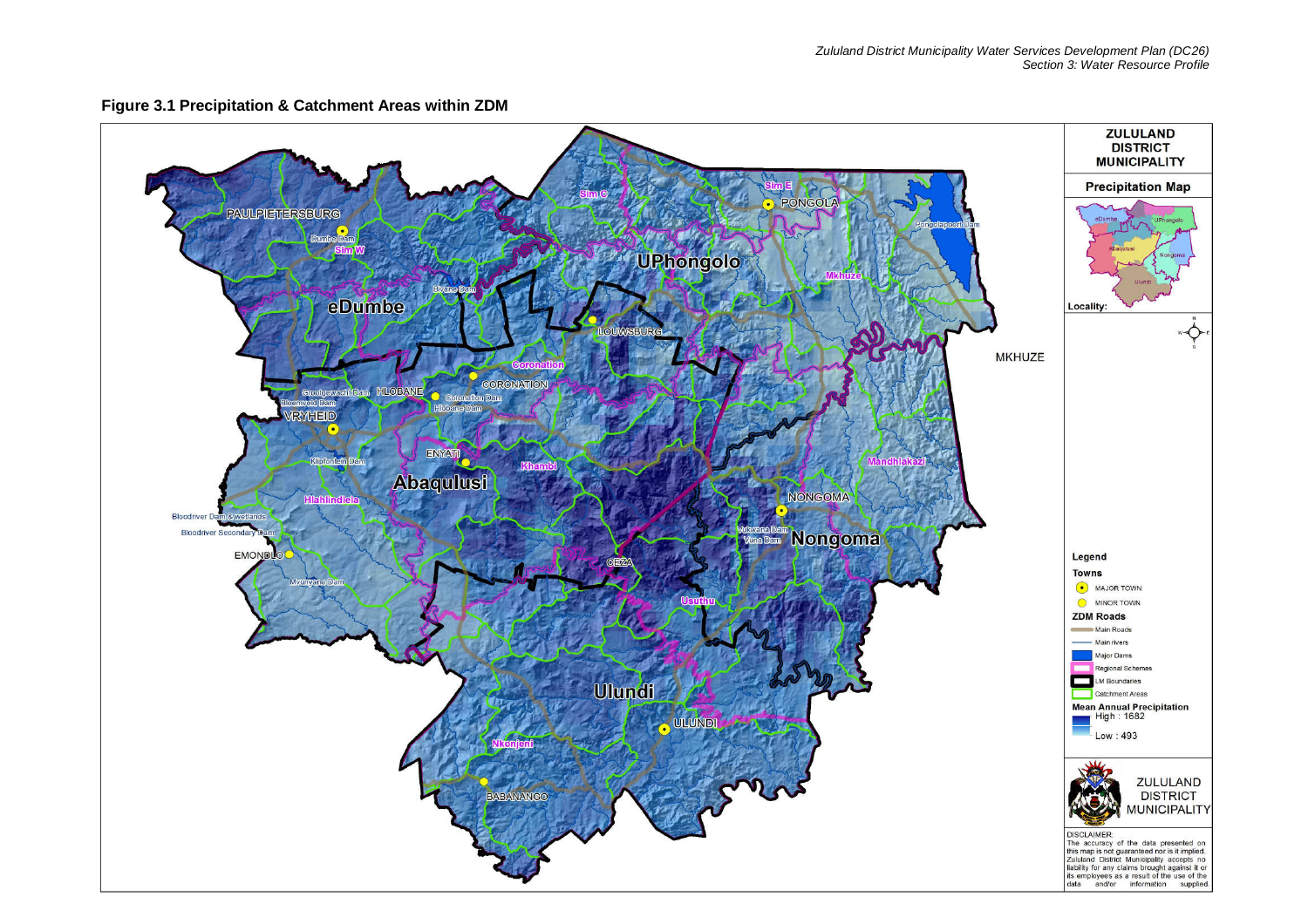**Figure 3.1 Precipitation & Catchment Areas within ZDM**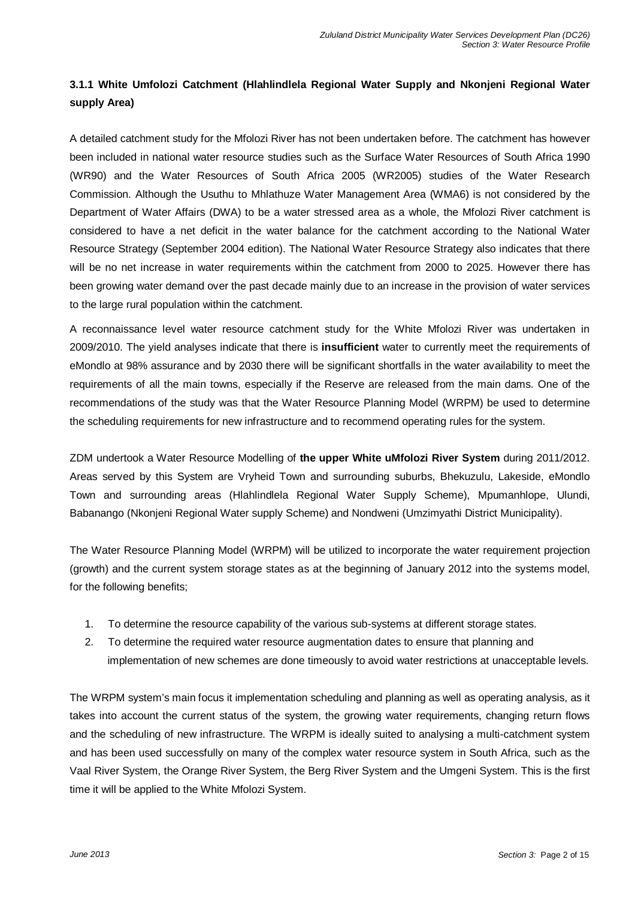### 3.1.1 White Umfolozi Catchment (Hlahlindlela Regional Water Supply and Nkonjeni Regional Water supply Area)

A detailed catchment study for the Mfolozi River has not been undertaken before. The catchment has however been included in national water resource studies such as the Surface Water Resources of South Africa 1990 (WR90) and the Water Resources of South Africa 2005 (WR2005) studies of the Water Research Commission. Although the Usuthu to Mhlathuze Water Management Area (WMA6) is not considered by the Department of Water Affairs (DWA) to be a water stressed area as a whole, the Mfolozi River catchment is considered to have a net deficit in the water balance for the catchment according to the National Water Resource Strategy (September 2004 edition). The National Water Resource Strategy also indicates that there will be no net increase in water requirements within the catchment from 2000 to 2025. However there has been growing water demand over the past decade mainly due to an increase in the provision of water services to the large rural population within the catchment.

A reconnaissance level water resource catchment study for the White Mfolozi River was undertaken in 2009/2010. The yield analyses indicate that there is **insufficient** water to currently meet the requirements of eMondlo at 98% assurance and by 2030 there will be significant shortfalls in the water availability to meet the requirements of all the main towns, especially if the Reserve are released from the main dams. One of the recommendations of the study was that the Water Resource Planning Model (WRPM) be used to determine the scheduling requirements for new infrastructure and to recommend operating rules for the system.

ZDM undertook a Water Resource Modelling of **the upper White uMfolozi River System** during 2011/2012. Areas served by this System are Vryheid Town and surrounding suburbs, Bhekuzulu, Lakeside, eMondlo Town and surrounding areas (Hlahlindlela Regional Water Supply Scheme), Mpumanhlope, Ulundi, Babanango (Nkonjeni Regional Water supply Scheme) and Nondweni (Umzimyathi District Municipality).

The Water Resource Planning Model (WRPM) will be utilized to incorporate the water requirement projection (growth) and the current system storage states as at the beginning of January 2012 into the systems model, for the following benefits;

1. To determine the resource capability of the various sub-systems at different storage states.
2. To determine the required water resource augmentation dates to ensure that planning and implementation of new schemes are done timeously to avoid water restrictions at unacceptable levels.

The WRPM system's main focus it implementation scheduling and planning as well as operating analysis, as it takes into account the current status of the system, the growing water requirements, changing return flows and the scheduling of new infrastructure. The WRPM is ideally suited to analysing a multi-catchment system and has been used successfully on many of the complex water resource system in South Africa, such as the Vaal River System, the Orange River System, the Berg River System and the Umgeni System. This is the first time it will be applied to the White Mfolozi System.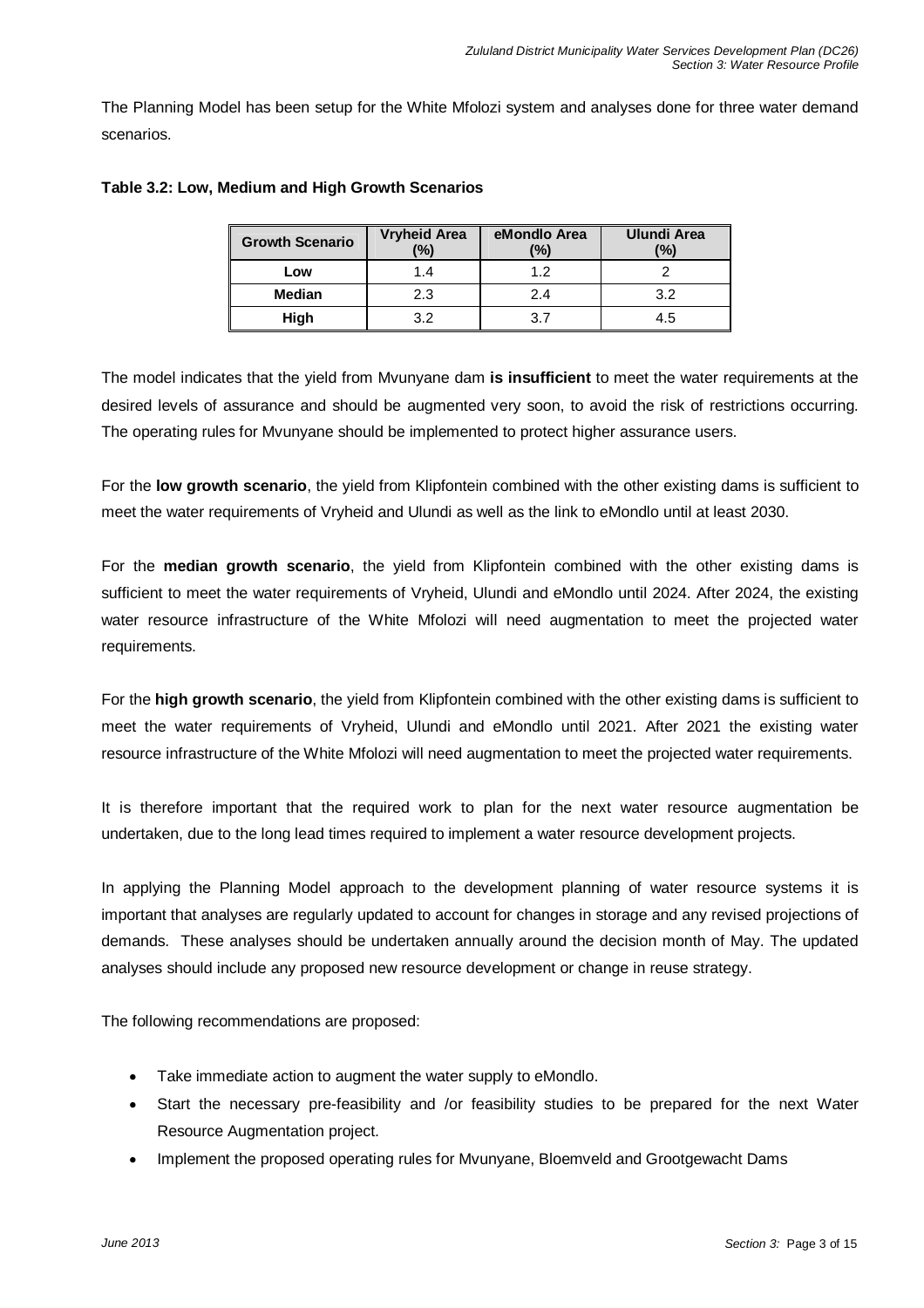The Planning Model has been setup for the White Mfolozi system and analyses done for three water demand scenarios.

**Table 3.2: Low, Medium and High Growth Scenarios**

| Growth Scenario | Vryheid Area (%) | eMondlo Area (%) | Ulundi Area (%) |
|---|---|---|---|
| **Low** | 1.4 | 1.2 | 2 |
| **Median** | 2.3 | 2.4 | 3.2 |
| **High** | 3.2 | 3.7 | 4.5 |

The model indicates that the yield from Mvunyane dam **is insufficient** to meet the water requirements at the desired levels of assurance and should be augmented very soon, to avoid the risk of restrictions occurring. The operating rules for Mvunyane should be implemented to protect higher assurance users.

For the **low growth scenario**, the yield from Klipfontein combined with the other existing dams is sufficient to meet the water requirements of Vryheid and Ulundi as well as the link to eMondlo until at least 2030.

For the **median growth scenario**, the yield from Klipfontein combined with the other existing dams is sufficient to meet the water requirements of Vryheid, Ulundi and eMondlo until 2024. After 2024, the existing water resource infrastructure of the White Mfolozi will need augmentation to meet the projected water requirements.

For the **high growth scenario**, the yield from Klipfontein combined with the other existing dams is sufficient to meet the water requirements of Vryheid, Ulundi and eMondlo until 2021. After 2021 the existing water resource infrastructure of the White Mfolozi will need augmentation to meet the projected water requirements.

It is therefore important that the required work to plan for the next water resource augmentation be undertaken, due to the long lead times required to implement a water resource development projects.

In applying the Planning Model approach to the development planning of water resource systems it is important that analyses are regularly updated to account for changes in storage and any revised projections of demands. These analyses should be undertaken annually around the decision month of May. The updated analyses should include any proposed new resource development or change in reuse strategy.

The following recommendations are proposed:

- Take immediate action to augment the water supply to eMondlo.
- Start the necessary pre-feasibility and /or feasibility studies to be prepared for the next Water Resource Augmentation project.
- Implement the proposed operating rules for Mvunyane, Bloemveld and Grootgewacht Dams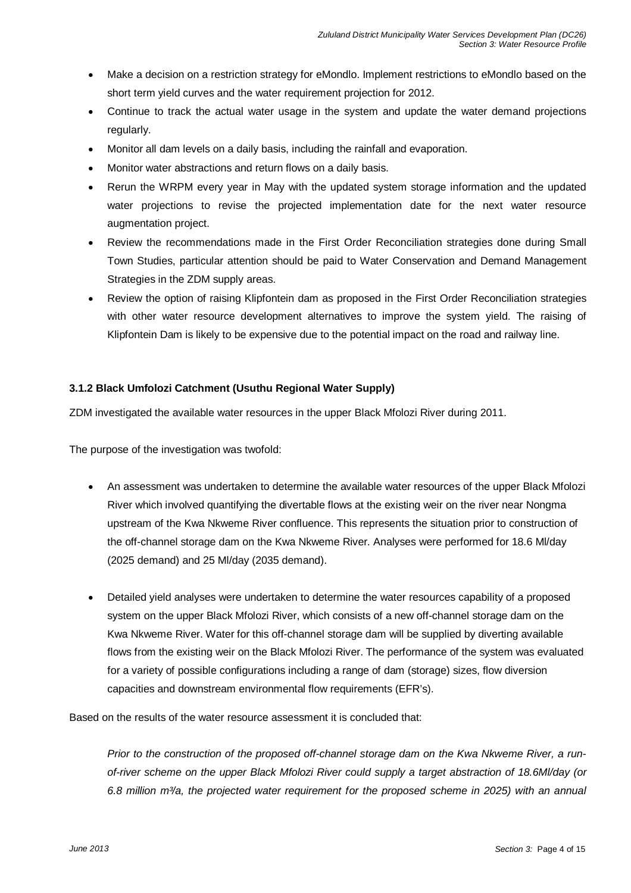- Make a decision on a restriction strategy for eMondlo. Implement restrictions to eMondlo based on the short term yield curves and the water requirement projection for 2012.
- Continue to track the actual water usage in the system and update the water demand projections regularly.
- Monitor all dam levels on a daily basis, including the rainfall and evaporation.
- Monitor water abstractions and return flows on a daily basis.
- Rerun the WRPM every year in May with the updated system storage information and the updated water projections to revise the projected implementation date for the next water resource augmentation project.
- Review the recommendations made in the First Order Reconciliation strategies done during Small Town Studies, particular attention should be paid to Water Conservation and Demand Management Strategies in the ZDM supply areas.
- Review the option of raising Klipfontein dam as proposed in the First Order Reconciliation strategies with other water resource development alternatives to improve the system yield. The raising of Klipfontein Dam is likely to be expensive due to the potential impact on the road and railway line.

### 3.1.2 Black Umfolozi Catchment (Usuthu Regional Water Supply)

ZDM investigated the available water resources in the upper Black Mfolozi River during 2011.

The purpose of the investigation was twofold:

- An assessment was undertaken to determine the available water resources of the upper Black Mfolozi River which involved quantifying the divertable flows at the existing weir on the river near Nongma upstream of the Kwa Nkweme River confluence. This represents the situation prior to construction of the off-channel storage dam on the Kwa Nkweme River. Analyses were performed for 18.6 Ml/day (2025 demand) and 25 Ml/day (2035 demand).

- Detailed yield analyses were undertaken to determine the water resources capability of a proposed system on the upper Black Mfolozi River, which consists of a new off-channel storage dam on the Kwa Nkweme River. Water for this off-channel storage dam will be supplied by diverting available flows from the existing weir on the Black Mfolozi River. The performance of the system was evaluated for a variety of possible configurations including a range of dam (storage) sizes, flow diversion capacities and downstream environmental flow requirements (EFR's).

Based on the results of the water resource assessment it is concluded that:

*Prior to the construction of the proposed off-channel storage dam on the Kwa Nkweme River, a run-of-river scheme on the upper Black Mfolozi River could supply a target abstraction of 18.6Ml/day (or 6.8 million m³/a, the projected water requirement for the proposed scheme in 2025) with an annual*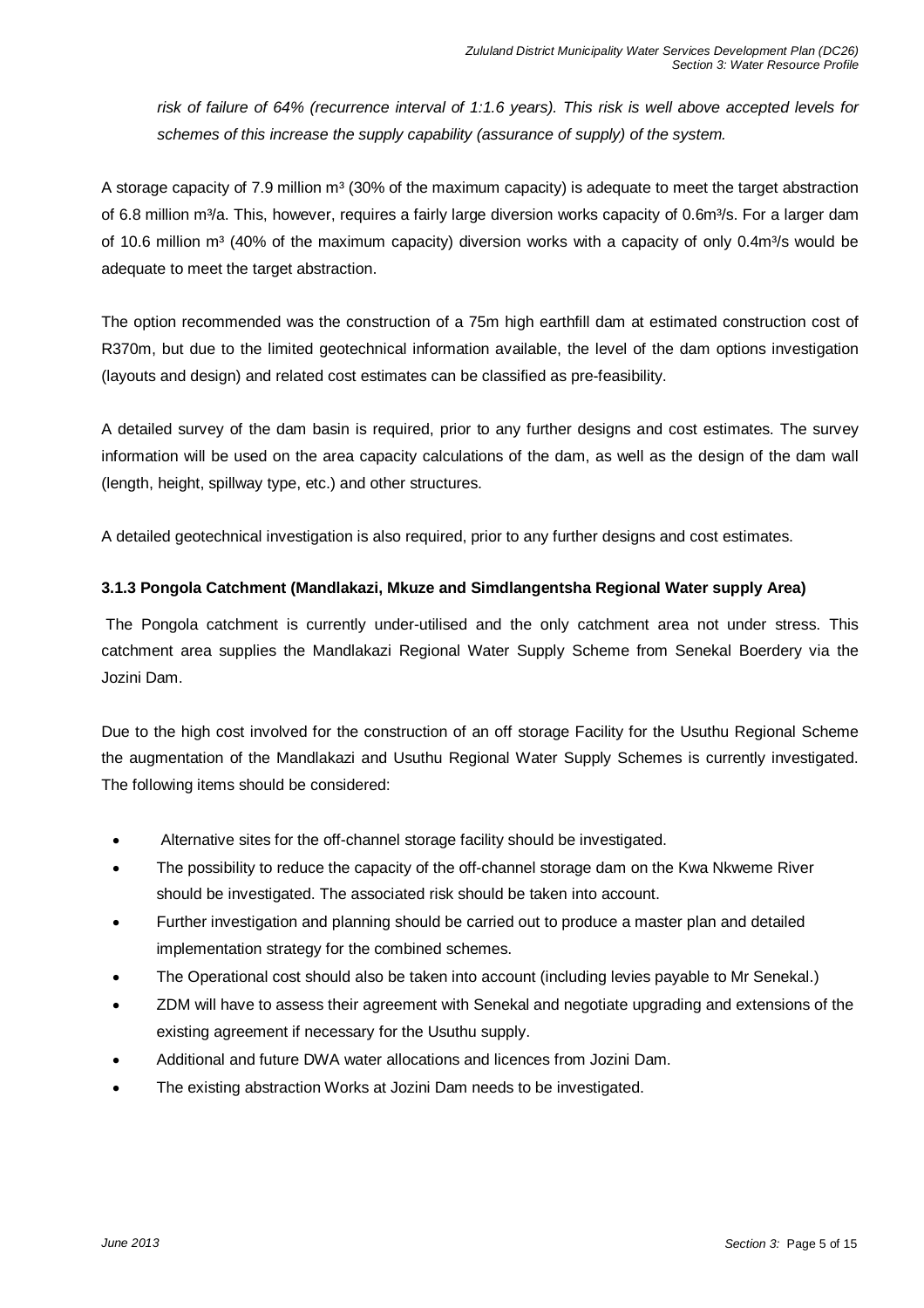*risk of failure of 64% (recurrence interval of 1:1.6 years). This risk is well above accepted levels for schemes of this increase the supply capability (assurance of supply) of the system.*

A storage capacity of 7.9 million m³ (30% of the maximum capacity) is adequate to meet the target abstraction of 6.8 million m³/a. This, however, requires a fairly large diversion works capacity of 0.6m³/s. For a larger dam of 10.6 million m³ (40% of the maximum capacity) diversion works with a capacity of only 0.4m³/s would be adequate to meet the target abstraction.

The option recommended was the construction of a 75m high earthfill dam at estimated construction cost of R370m, but due to the limited geotechnical information available, the level of the dam options investigation (layouts and design) and related cost estimates can be classified as pre-feasibility.

A detailed survey of the dam basin is required, prior to any further designs and cost estimates. The survey information will be used on the area capacity calculations of the dam, as well as the design of the dam wall (length, height, spillway type, etc.) and other structures.

A detailed geotechnical investigation is also required, prior to any further designs and cost estimates.

### 3.1.3 Pongola Catchment (Mandlakazi, Mkuze and Simdlangentsha Regional Water supply Area)

The Pongola catchment is currently under-utilised and the only catchment area not under stress. This catchment area supplies the Mandlakazi Regional Water Supply Scheme from Senekal Boerdery via the Jozini Dam.

Due to the high cost involved for the construction of an off storage Facility for the Usuthu Regional Scheme the augmentation of the Mandlakazi and Usuthu Regional Water Supply Schemes is currently investigated. The following items should be considered:

- Alternative sites for the off-channel storage facility should be investigated.
- The possibility to reduce the capacity of the off-channel storage dam on the Kwa Nkweme River should be investigated. The associated risk should be taken into account.
- Further investigation and planning should be carried out to produce a master plan and detailed implementation strategy for the combined schemes.
- The Operational cost should also be taken into account (including levies payable to Mr Senekal.)
- ZDM will have to assess their agreement with Senekal and negotiate upgrading and extensions of the existing agreement if necessary for the Usuthu supply.
- Additional and future DWA water allocations and licences from Jozini Dam.
- The existing abstraction Works at Jozini Dam needs to be investigated.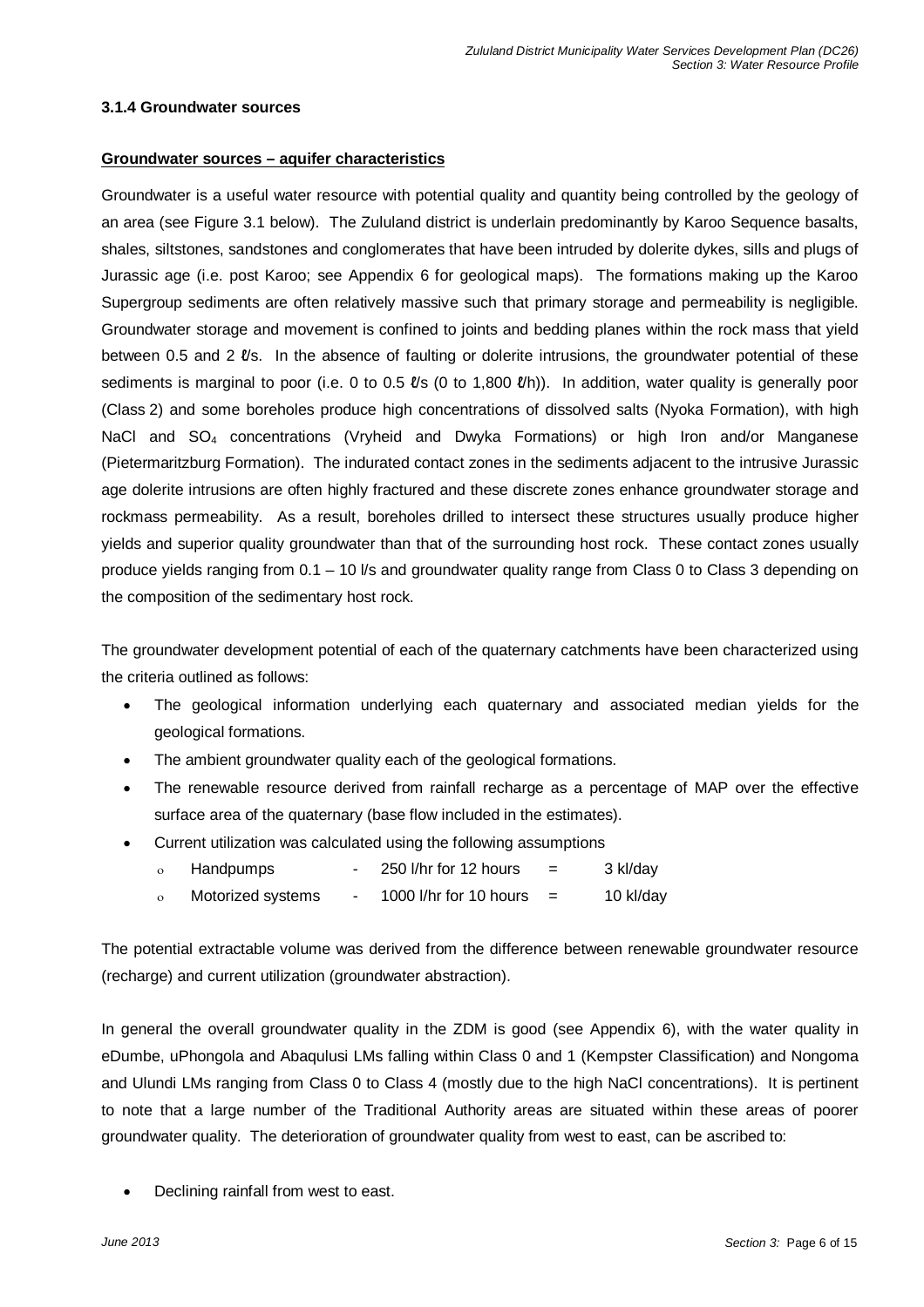### 3.1.4 Groundwater sources

**Groundwater sources – aquifer characteristics**

Groundwater is a useful water resource with potential quality and quantity being controlled by the geology of an area (see Figure 3.1 below). The Zululand district is underlain predominantly by Karoo Sequence basalts, shales, siltstones, sandstones and conglomerates that have been intruded by dolerite dykes, sills and plugs of Jurassic age (i.e. post Karoo; see Appendix 6 for geological maps). The formations making up the Karoo Supergroup sediments are often relatively massive such that primary storage and permeability is negligible. Groundwater storage and movement is confined to joints and bedding planes within the rock mass that yield between 0.5 and 2 ℓ/s. In the absence of faulting or dolerite intrusions, the groundwater potential of these sediments is marginal to poor (i.e. 0 to 0.5 ℓ/s (0 to 1,800 ℓ/h)). In addition, water quality is generally poor (Class 2) and some boreholes produce high concentrations of dissolved salts (Nyoka Formation), with high NaCl and $SO_4$ concentrations (Vryheid and Dwyka Formations) or high Iron and/or Manganese (Pietermaritzburg Formation). The indurated contact zones in the sediments adjacent to the intrusive Jurassic age dolerite intrusions are often highly fractured and these discrete zones enhance groundwater storage and rockmass permeability. As a result, boreholes drilled to intersect these structures usually produce higher yields and superior quality groundwater than that of the surrounding host rock. These contact zones usually produce yields ranging from 0.1 – 10 l/s and groundwater quality range from Class 0 to Class 3 depending on the composition of the sedimentary host rock.

The groundwater development potential of each of the quaternary catchments have been characterized using the criteria outlined as follows:

- The geological information underlying each quaternary and associated median yields for the geological formations.
- The ambient groundwater quality each of the geological formations.
- The renewable resource derived from rainfall recharge as a percentage of MAP over the effective surface area of the quaternary (base flow included in the estimates).
- Current utilization was calculated using the following assumptions
  - Handpumps - 250 l/hr for 12 hours = 3 kl/day
  - Motorized systems - 1000 l/hr for 10 hours = 10 kl/day

The potential extractable volume was derived from the difference between renewable groundwater resource (recharge) and current utilization (groundwater abstraction).

In general the overall groundwater quality in the ZDM is good (see Appendix 6), with the water quality in eDumbe, uPhongola and Abaqulusi LMs falling within Class 0 and 1 (Kempster Classification) and Nongoma and Ulundi LMs ranging from Class 0 to Class 4 (mostly due to the high NaCl concentrations). It is pertinent to note that a large number of the Traditional Authority areas are situated within these areas of poorer groundwater quality. The deterioration of groundwater quality from west to east, can be ascribed to:

- Declining rainfall from west to east.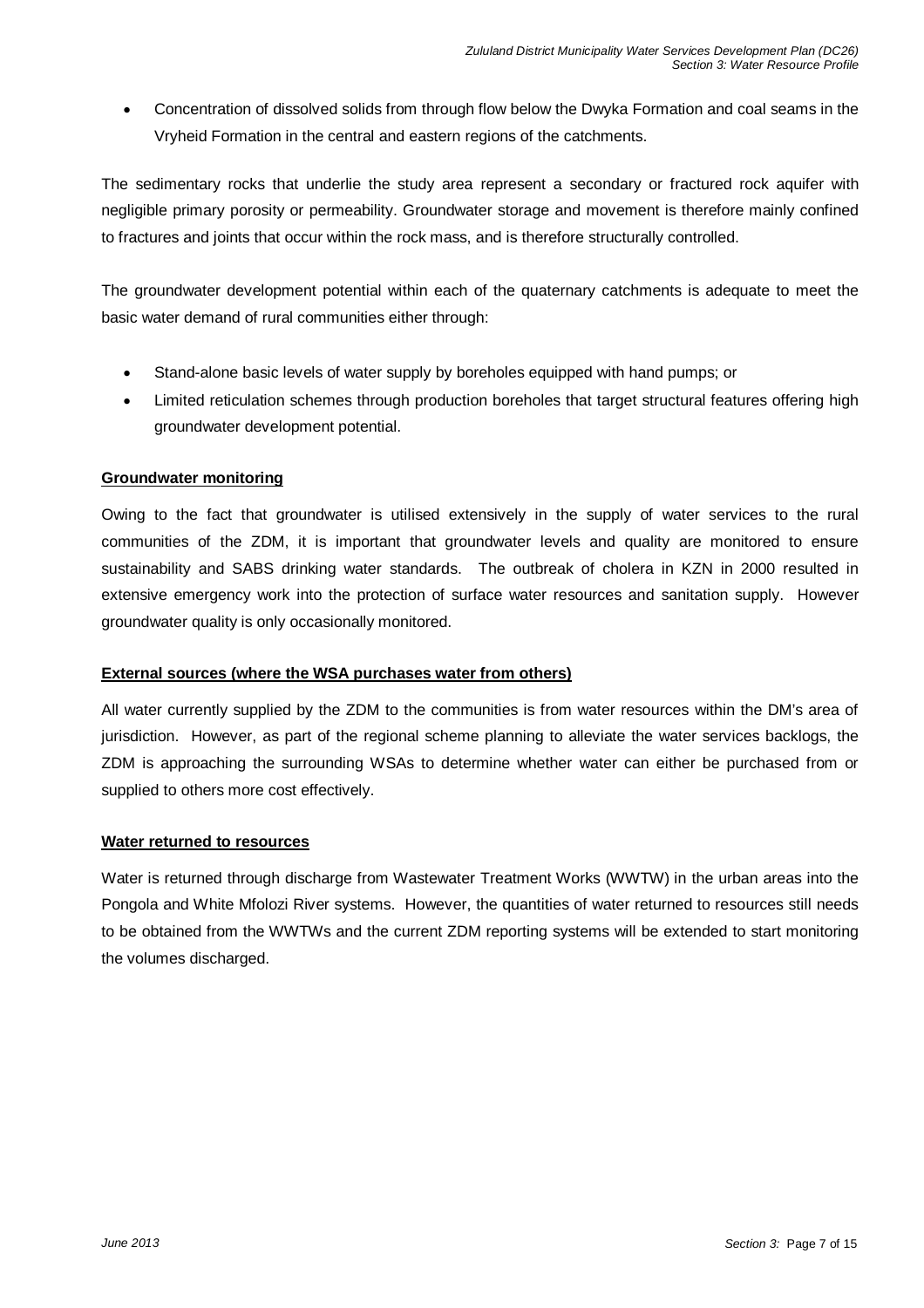- Concentration of dissolved solids from through flow below the Dwyka Formation and coal seams in the Vryheid Formation in the central and eastern regions of the catchments.

The sedimentary rocks that underlie the study area represent a secondary or fractured rock aquifer with negligible primary porosity or permeability. Groundwater storage and movement is therefore mainly confined to fractures and joints that occur within the rock mass, and is therefore structurally controlled.

The groundwater development potential within each of the quaternary catchments is adequate to meet the basic water demand of rural communities either through:

- Stand-alone basic levels of water supply by boreholes equipped with hand pumps; or
- Limited reticulation schemes through production boreholes that target structural features offering high groundwater development potential.

**Groundwater monitoring**

Owing to the fact that groundwater is utilised extensively in the supply of water services to the rural communities of the ZDM, it is important that groundwater levels and quality are monitored to ensure sustainability and SABS drinking water standards. The outbreak of cholera in KZN in 2000 resulted in extensive emergency work into the protection of surface water resources and sanitation supply. However groundwater quality is only occasionally monitored.

**External sources (where the WSA purchases water from others)**

All water currently supplied by the ZDM to the communities is from water resources within the DM's area of jurisdiction. However, as part of the regional scheme planning to alleviate the water services backlogs, the ZDM is approaching the surrounding WSAs to determine whether water can either be purchased from or supplied to others more cost effectively.

**Water returned to resources**

Water is returned through discharge from Wastewater Treatment Works (WWTW) in the urban areas into the Pongola and White Mfolozi River systems. However, the quantities of water returned to resources still needs to be obtained from the WWTWs and the current ZDM reporting systems will be extended to start monitoring the volumes discharged.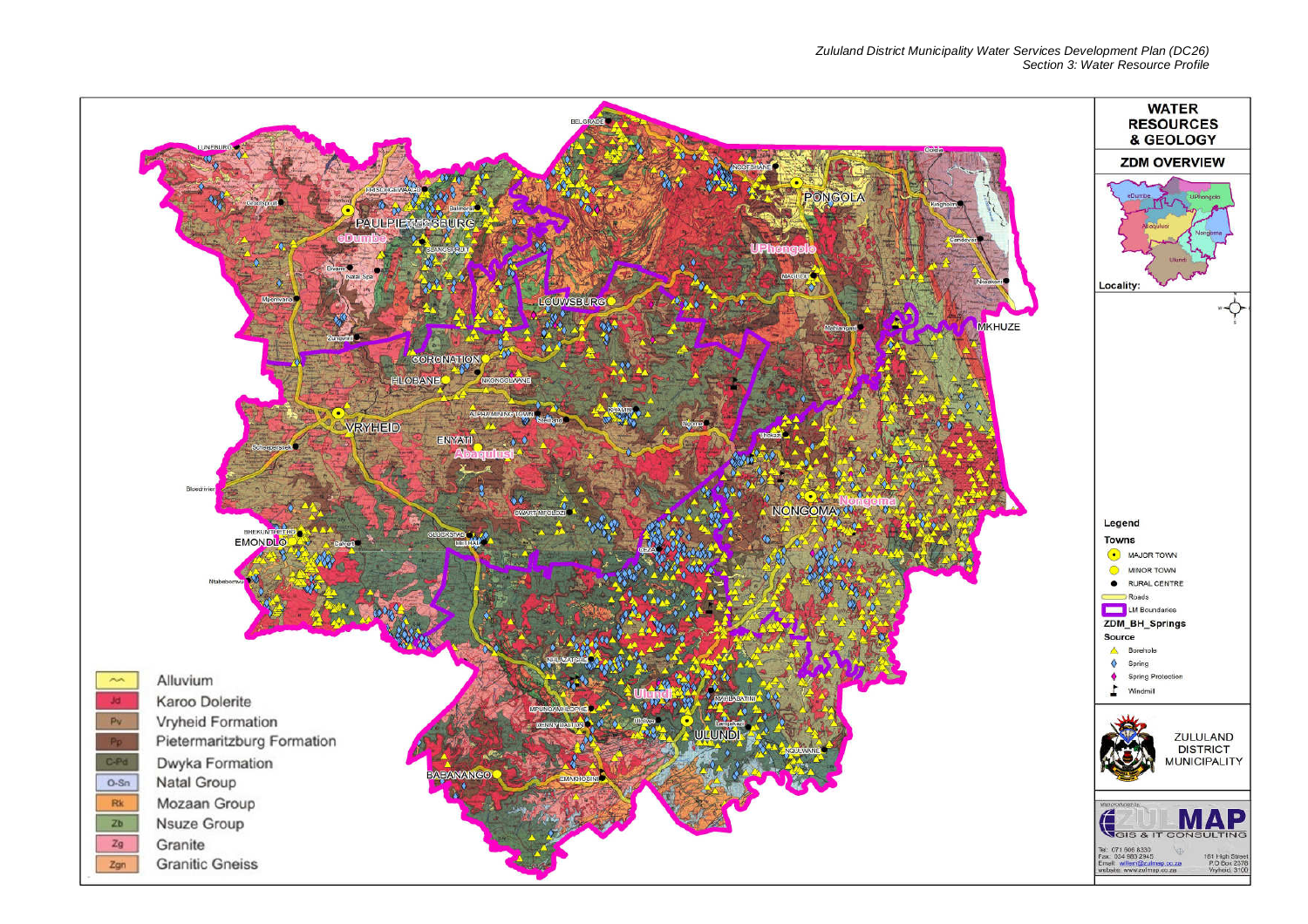# WATER RESOURCES & GEOLOGY

## ZDM OVERVIEW

Locality:

**Legend**

**Towns**

- MAJOR TOWN
- MINOR TOWN
- RURAL CENTRE
- Roads
- LM Boundaries

**ZDM_BH_Springs**

**Source**

- Borehole
- Spring
- Spring Protection
- Windmill

| Symbol | Geology |
| --- | --- |
| ~~ | Alluvium |
| Jd | Karoo Dolerite |
| Pv | Vryheid Formation |
| Pp | Pietermaritzburg Formation |
| C-Pd | Dwyka Formation |
| O-Sn | Natal Group |
| Rk | Mozaan Group |
| Zb | Nsuze Group |
| Zg | Granite |
| Zgn | Granitic Gneiss |

ZULULAND DISTRICT MUNICIPALITY

ZULUMAP GIS & IT CONSULTING

Tel: 071 566 8330
Fax: 034 980 2945
Email: willem@zulumap.co.za
website: www.zulumap.co.za

161 High Street
P.O Box 2376
Vryheid, 3100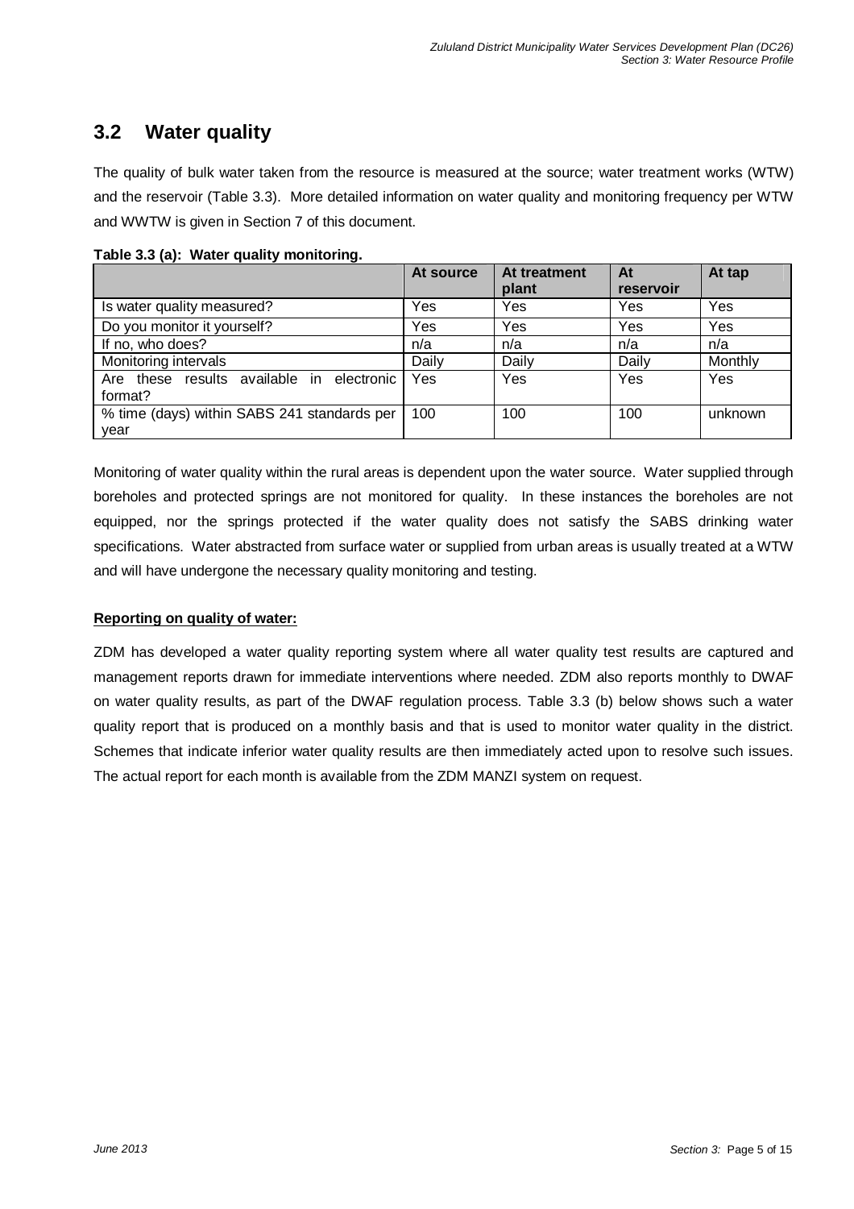## 3.2 Water quality

The quality of bulk water taken from the resource is measured at the source; water treatment works (WTW) and the reservoir (Table 3.3). More detailed information on water quality and monitoring frequency per WTW and WWTW is given in Section 7 of this document.

**Table 3.3 (a): Water quality monitoring.**

| | At source | At treatment plant | At reservoir | At tap |
|---|---|---|---|---|
| Is water quality measured? | Yes | Yes | Yes | Yes |
| Do you monitor it yourself? | Yes | Yes | Yes | Yes |
| If no, who does? | n/a | n/a | n/a | n/a |
| Monitoring intervals | Daily | Daily | Daily | Monthly |
| Are these results available in electronic format? | Yes | Yes | Yes | Yes |
| % time (days) within SABS 241 standards per year | 100 | 100 | 100 | unknown |

Monitoring of water quality within the rural areas is dependent upon the water source. Water supplied through boreholes and protected springs are not monitored for quality. In these instances the boreholes are not equipped, nor the springs protected if the water quality does not satisfy the SABS drinking water specifications. Water abstracted from surface water or supplied from urban areas is usually treated at a WTW and will have undergone the necessary quality monitoring and testing.

**Reporting on quality of water:**

ZDM has developed a water quality reporting system where all water quality test results are captured and management reports drawn for immediate interventions where needed. ZDM also reports monthly to DWAF on water quality results, as part of the DWAF regulation process. Table 3.3 (b) below shows such a water quality report that is produced on a monthly basis and that is used to monitor water quality in the district. Schemes that indicate inferior water quality results are then immediately acted upon to resolve such issues. The actual report for each month is available from the ZDM MANZI system on request.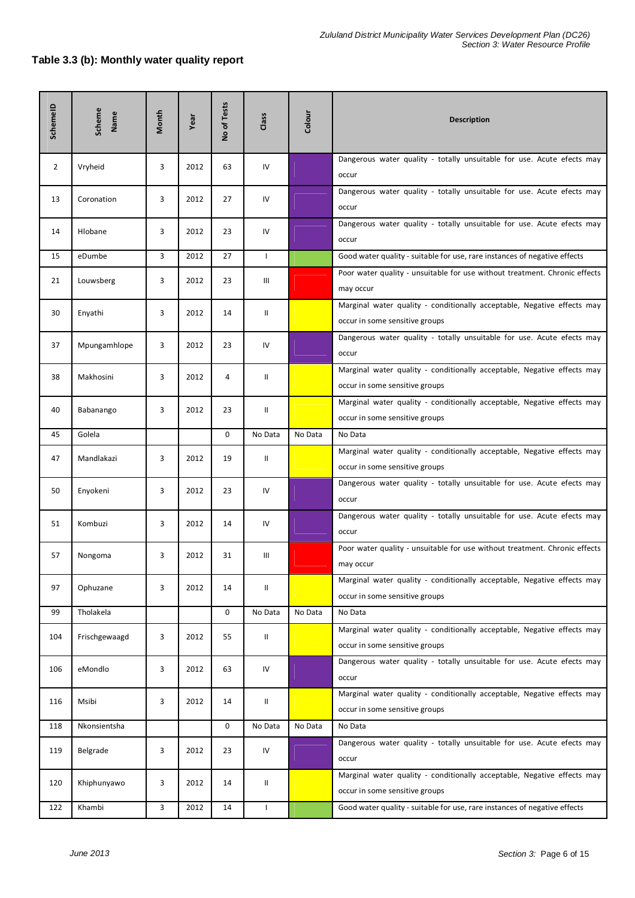### Table 3.3 (b): Monthly water quality report

| SchemeID | Scheme Name | Month | Year | No of Tests | Class | Colour | Description |
|---|---|---|---|---|---|---|---|
| 2 | Vryheid | 3 | 2012 | 63 | IV | | Dangerous water quality - totally unsuitable for use. Acute efects may occur |
| 13 | Coronation | 3 | 2012 | 27 | IV | | Dangerous water quality - totally unsuitable for use. Acute efects may occur |
| 14 | Hlobane | 3 | 2012 | 23 | IV | | Dangerous water quality - totally unsuitable for use. Acute efects may occur |
| 15 | eDumbe | 3 | 2012 | 27 | I | | Good water quality - suitable for use, rare instances of negative effects |
| 21 | Louwsberg | 3 | 2012 | 23 | III | | Poor water quality - unsuitable for use without treatment. Chronic effects may occur |
| 30 | Enyathi | 3 | 2012 | 14 | II | | Marginal water quality - conditionally acceptable, Negative effects may occur in some sensitive groups |
| 37 | Mpungamhlope | 3 | 2012 | 23 | IV | | Dangerous water quality - totally unsuitable for use. Acute efects may occur |
| 38 | Makhosini | 3 | 2012 | 4 | II | | Marginal water quality - conditionally acceptable, Negative effects may occur in some sensitive groups |
| 40 | Babanango | 3 | 2012 | 23 | II | | Marginal water quality - conditionally acceptable, Negative effects may occur in some sensitive groups |
| 45 | Golela | | | 0 | No Data | No Data | No Data |
| 47 | Mandlakazi | 3 | 2012 | 19 | II | | Marginal water quality - conditionally acceptable, Negative effects may occur in some sensitive groups |
| 50 | Enyokeni | 3 | 2012 | 23 | IV | | Dangerous water quality - totally unsuitable for use. Acute efects may occur |
| 51 | Kombuzi | 3 | 2012 | 14 | IV | | Dangerous water quality - totally unsuitable for use. Acute efects may occur |
| 57 | Nongoma | 3 | 2012 | 31 | III | | Poor water quality - unsuitable for use without treatment. Chronic effects may occur |
| 97 | Ophuzane | 3 | 2012 | 14 | II | | Marginal water quality - conditionally acceptable, Negative effects may occur in some sensitive groups |
| 99 | Tholakela | | | 0 | No Data | No Data | No Data |
| 104 | Frischgewaagd | 3 | 2012 | 55 | II | | Marginal water quality - conditionally acceptable, Negative effects may occur in some sensitive groups |
| 106 | eMondlo | 3 | 2012 | 63 | IV | | Dangerous water quality - totally unsuitable for use. Acute efects may occur |
| 116 | Msibi | 3 | 2012 | 14 | II | | Marginal water quality - conditionally acceptable, Negative effects may occur in some sensitive groups |
| 118 | Nkonsientsha | | | 0 | No Data | No Data | No Data |
| 119 | Belgrade | 3 | 2012 | 23 | IV | | Dangerous water quality - totally unsuitable for use. Acute efects may occur |
| 120 | Khiphunyawo | 3 | 2012 | 14 | II | | Marginal water quality - conditionally acceptable, Negative effects may occur in some sensitive groups |
| 122 | Khambi | 3 | 2012 | 14 | I | | Good water quality - suitable for use, rare instances of negative effects |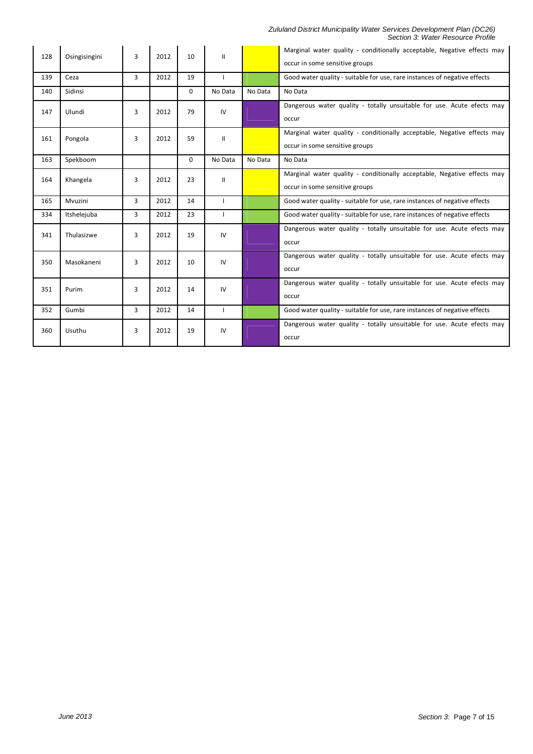| 128 | Osingisingini | 3 | 2012 | 10 | II | | Marginal water quality - conditionally acceptable, Negative effects may occur in some sensitive groups |
|---|---|---|---|---|---|---|---|
| 139 | Ceza | 3 | 2012 | 19 | I | | Good water quality - suitable for use, rare instances of negative effects |
| 140 | Sidinsi | | | 0 | No Data | No Data | No Data |
| 147 | Ulundi | 3 | 2012 | 79 | IV | | Dangerous water quality - totally unsuitable for use. Acute efects may occur |
| 161 | Pongola | 3 | 2012 | 59 | II | | Marginal water quality - conditionally acceptable, Negative effects may occur in some sensitive groups |
| 163 | Spekboom | | | 0 | No Data | No Data | No Data |
| 164 | Khangela | 3 | 2012 | 23 | II | | Marginal water quality - conditionally acceptable, Negative effects may occur in some sensitive groups |
| 165 | Mvuzini | 3 | 2012 | 14 | I | | Good water quality - suitable for use, rare instances of negative effects |
| 334 | Itshelejuba | 3 | 2012 | 23 | I | | Good water quality - suitable for use, rare instances of negative effects |
| 341 | Thulasizwe | 3 | 2012 | 19 | IV | | Dangerous water quality - totally unsuitable for use. Acute efects may occur |
| 350 | Masokaneni | 3 | 2012 | 10 | IV | | Dangerous water quality - totally unsuitable for use. Acute efects may occur |
| 351 | Purim | 3 | 2012 | 14 | IV | | Dangerous water quality - totally unsuitable for use. Acute efects may occur |
| 352 | Gumbi | 3 | 2012 | 14 | I | | Good water quality - suitable for use, rare instances of negative effects |
| 360 | Usuthu | 3 | 2012 | 19 | IV | | Dangerous water quality - totally unsuitable for use. Acute efects may occur |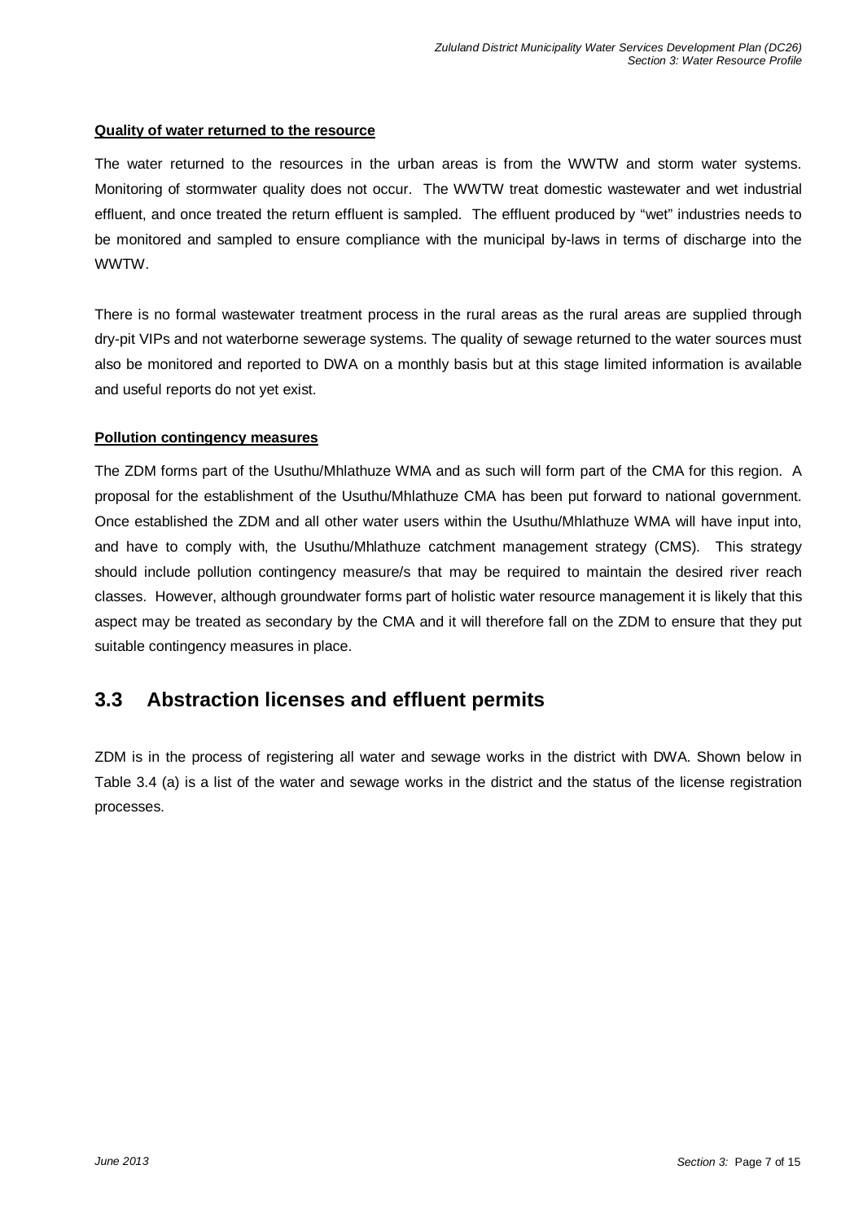**Quality of water returned to the resource**

The water returned to the resources in the urban areas is from the WWTW and storm water systems. Monitoring of stormwater quality does not occur. The WWTW treat domestic wastewater and wet industrial effluent, and once treated the return effluent is sampled. The effluent produced by "wet" industries needs to be monitored and sampled to ensure compliance with the municipal by-laws in terms of discharge into the WWTW.

There is no formal wastewater treatment process in the rural areas as the rural areas are supplied through dry-pit VIPs and not waterborne sewerage systems. The quality of sewage returned to the water sources must also be monitored and reported to DWA on a monthly basis but at this stage limited information is available and useful reports do not yet exist.

**Pollution contingency measures**

The ZDM forms part of the Usuthu/Mhlathuze WMA and as such will form part of the CMA for this region. A proposal for the establishment of the Usuthu/Mhlathuze CMA has been put forward to national government. Once established the ZDM and all other water users within the Usuthu/Mhlathuze WMA will have input into, and have to comply with, the Usuthu/Mhlathuze catchment management strategy (CMS). This strategy should include pollution contingency measure/s that may be required to maintain the desired river reach classes. However, although groundwater forms part of holistic water resource management it is likely that this aspect may be treated as secondary by the CMA and it will therefore fall on the ZDM to ensure that they put suitable contingency measures in place.

## 3.3 Abstraction licenses and effluent permits

ZDM is in the process of registering all water and sewage works in the district with DWA. Shown below in Table 3.4 (a) is a list of the water and sewage works in the district and the status of the license registration processes.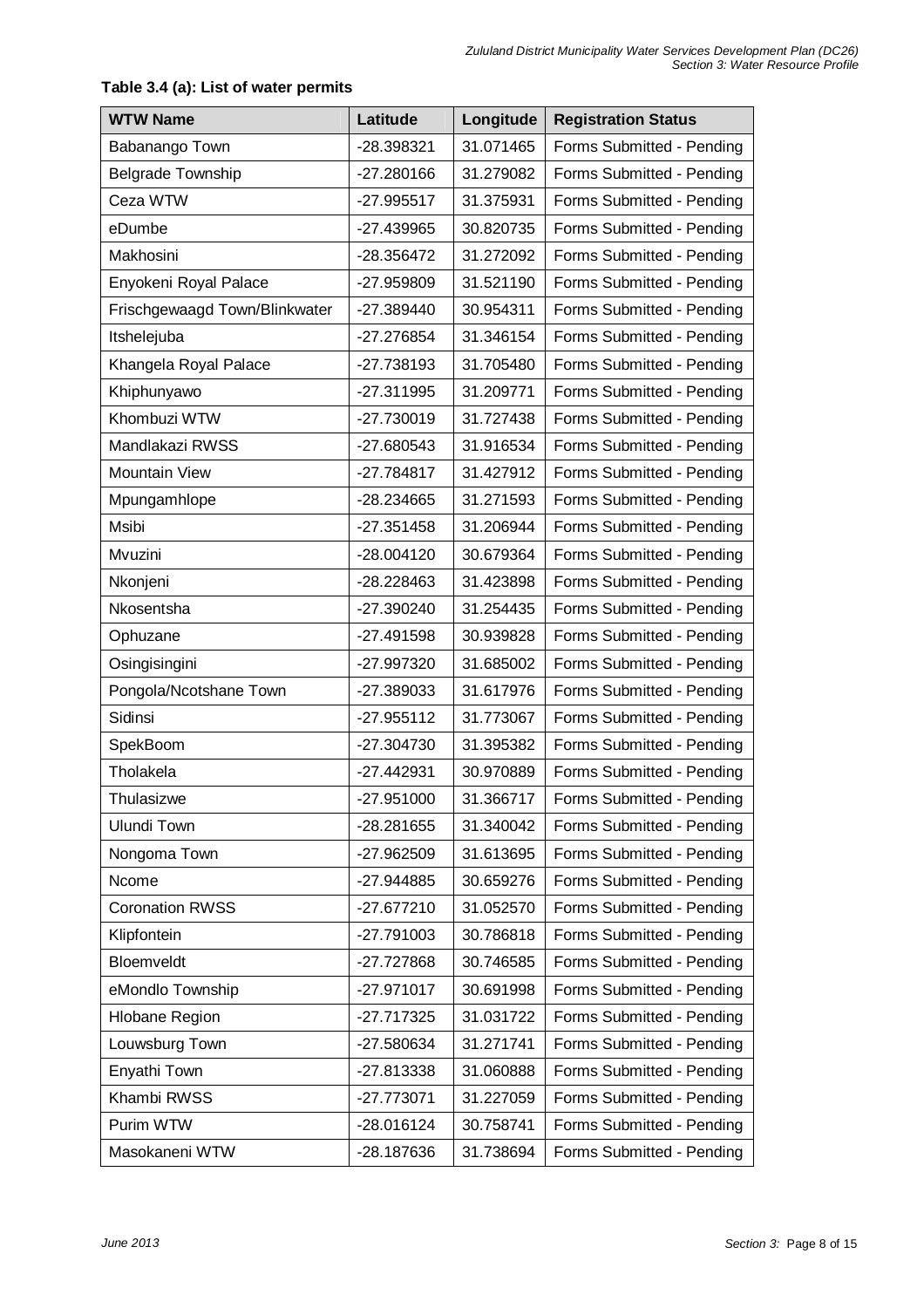**Table 3.4 (a): List of water permits**

| WTW Name | Latitude | Longitude | Registration Status |
|---|---|---|---|
| Babanango Town | -28.398321 | 31.071465 | Forms Submitted - Pending |
| Belgrade Township | -27.280166 | 31.279082 | Forms Submitted - Pending |
| Ceza WTW | -27.995517 | 31.375931 | Forms Submitted - Pending |
| eDumbe | -27.439965 | 30.820735 | Forms Submitted - Pending |
| Makhosini | -28.356472 | 31.272092 | Forms Submitted - Pending |
| Enyokeni Royal Palace | -27.959809 | 31.521190 | Forms Submitted - Pending |
| Frischgewaagd Town/Blinkwater | -27.389440 | 30.954311 | Forms Submitted - Pending |
| Itshelejuba | -27.276854 | 31.346154 | Forms Submitted - Pending |
| Khangela Royal Palace | -27.738193 | 31.705480 | Forms Submitted - Pending |
| Khiphunyawo | -27.311995 | 31.209771 | Forms Submitted - Pending |
| Khombuzi WTW | -27.730019 | 31.727438 | Forms Submitted - Pending |
| Mandlakazi RWSS | -27.680543 | 31.916534 | Forms Submitted - Pending |
| Mountain View | -27.784817 | 31.427912 | Forms Submitted - Pending |
| Mpungamhlope | -28.234665 | 31.271593 | Forms Submitted - Pending |
| Msibi | -27.351458 | 31.206944 | Forms Submitted - Pending |
| Mvuzini | -28.004120 | 30.679364 | Forms Submitted - Pending |
| Nkonjeni | -28.228463 | 31.423898 | Forms Submitted - Pending |
| Nkosentsha | -27.390240 | 31.254435 | Forms Submitted - Pending |
| Ophuzane | -27.491598 | 30.939828 | Forms Submitted - Pending |
| Osingisingini | -27.997320 | 31.685002 | Forms Submitted - Pending |
| Pongola/Ncotshane Town | -27.389033 | 31.617976 | Forms Submitted - Pending |
| Sidinsi | -27.955112 | 31.773067 | Forms Submitted - Pending |
| SpekBoom | -27.304730 | 31.395382 | Forms Submitted - Pending |
| Tholakela | -27.442931 | 30.970889 | Forms Submitted - Pending |
| Thulasizwe | -27.951000 | 31.366717 | Forms Submitted - Pending |
| Ulundi Town | -28.281655 | 31.340042 | Forms Submitted - Pending |
| Nongoma Town | -27.962509 | 31.613695 | Forms Submitted - Pending |
| Ncome | -27.944885 | 30.659276 | Forms Submitted - Pending |
| Coronation RWSS | -27.677210 | 31.052570 | Forms Submitted - Pending |
| Klipfontein | -27.791003 | 30.786818 | Forms Submitted - Pending |
| Bloemveldt | -27.727868 | 30.746585 | Forms Submitted - Pending |
| eMondlo Township | -27.971017 | 30.691998 | Forms Submitted - Pending |
| Hlobane Region | -27.717325 | 31.031722 | Forms Submitted - Pending |
| Louwsburg Town | -27.580634 | 31.271741 | Forms Submitted - Pending |
| Enyathi Town | -27.813338 | 31.060888 | Forms Submitted - Pending |
| Khambi RWSS | -27.773071 | 31.227059 | Forms Submitted - Pending |
| Purim WTW | -28.016124 | 30.758741 | Forms Submitted - Pending |
| Masokaneni WTW | -28.187636 | 31.738694 | Forms Submitted - Pending |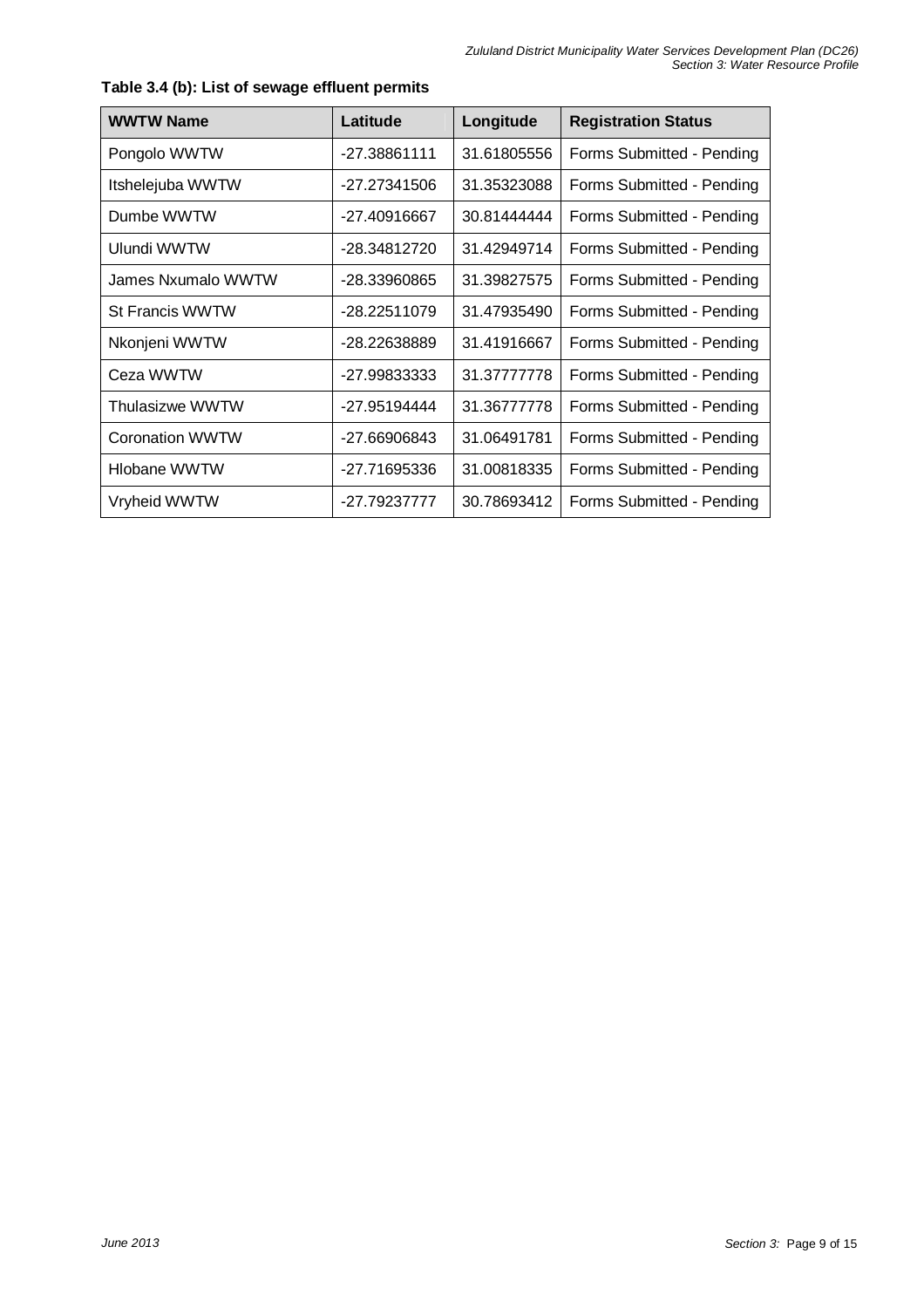**Table 3.4 (b): List of sewage effluent permits**

| WWTW Name | Latitude | Longitude | Registration Status |
| --- | --- | --- | --- |
| Pongolo WWTW | -27.38861111 | 31.61805556 | Forms Submitted - Pending |
| Itshelejuba WWTW | -27.27341506 | 31.35323088 | Forms Submitted - Pending |
| Dumbe WWTW | -27.40916667 | 30.81444444 | Forms Submitted - Pending |
| Ulundi WWTW | -28.34812720 | 31.42949714 | Forms Submitted - Pending |
| James Nxumalo WWTW | -28.33960865 | 31.39827575 | Forms Submitted - Pending |
| St Francis WWTW | -28.22511079 | 31.47935490 | Forms Submitted - Pending |
| Nkonjeni WWTW | -28.22638889 | 31.41916667 | Forms Submitted - Pending |
| Ceza WWTW | -27.99833333 | 31.37777778 | Forms Submitted - Pending |
| Thulasizwe WWTW | -27.95194444 | 31.36777778 | Forms Submitted - Pending |
| Coronation WWTW | -27.66906843 | 31.06491781 | Forms Submitted - Pending |
| Hlobane WWTW | -27.71695336 | 31.00818335 | Forms Submitted - Pending |
| Vryheid WWTW | -27.79237777 | 30.78693412 | Forms Submitted - Pending |